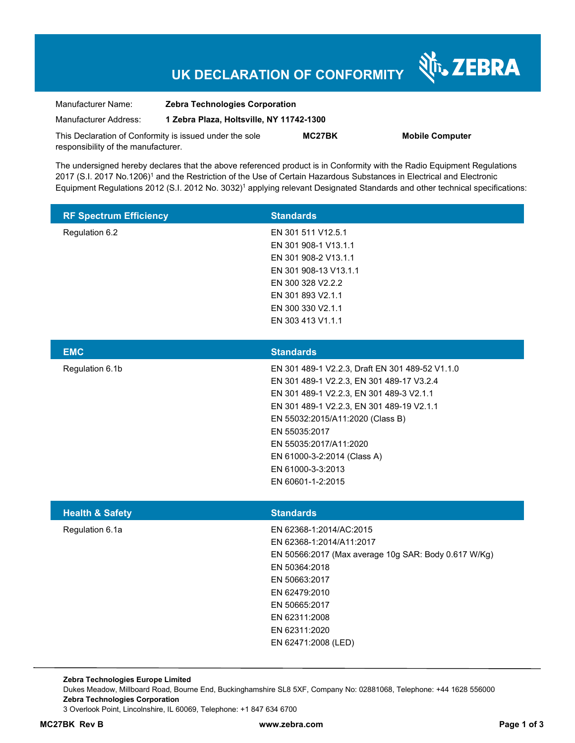# UK DECLARATION OF CONFORMITY

ZEBRA

| | |
|---|---|
| Manufacturer Name: | **Zebra Technologies Corporation** |
| Manufacturer Address: | **1 Zebra Plaza, Holtsville, NY 11742-1300** |

This Declaration of Conformity is issued under the sole responsibility of the manufacturer. **MC27BK** **Mobile Computer**

The undersigned hereby declares that the above referenced product is in Conformity with the Radio Equipment Regulations 2017 (S.I. 2017 No.1206)[1] and the Restriction of the Use of Certain Hazardous Substances in Electrical and Electronic Equipment Regulations 2012 (S.I. 2012 No. 3032)[1] applying relevant Designated Standards and other technical specifications:

| RF Spectrum Efficiency | Standards |
|---|---|
| Regulation 6.2 | EN 301 511 V12.5.1<br>EN 301 908-1 V13.1.1<br>EN 301 908-2 V13.1.1<br>EN 301 908-13 V13.1.1<br>EN 300 328 V2.2.2<br>EN 301 893 V2.1.1<br>EN 300 330 V2.1.1<br>EN 303 413 V1.1.1 |

| EMC | Standards |
|---|---|
| Regulation 6.1b | EN 301 489-1 V2.2.3, Draft EN 301 489-52 V1.1.0<br>EN 301 489-1 V2.2.3, EN 301 489-17 V3.2.4<br>EN 301 489-1 V2.2.3, EN 301 489-3 V2.1.1<br>EN 301 489-1 V2.2.3, EN 301 489-19 V2.1.1<br>EN 55032:2015/A11:2020 (Class B)<br>EN 55035:2017<br>EN 55035:2017/A11:2020<br>EN 61000-3-2:2014 (Class A)<br>EN 61000-3-3:2013<br>EN 60601-1-2:2015 |

| Health & Safety | Standards |
|---|---|
| Regulation 6.1a | EN 62368-1:2014/AC:2015<br>EN 62368-1:2014/A11:2017<br>EN 50566:2017 (Max average 10g SAR: Body 0.617 W/Kg)<br>EN 50364:2018<br>EN 50663:2017<br>EN 62479:2010<br>EN 50665:2017<br>EN 62311:2008<br>EN 62311:2020<br>EN 62471:2008 (LED) |

**Zebra Technologies Europe Limited**
Dukes Meadow, Millboard Road, Bourne End, Buckinghamshire SL8 5XF, Company No: 02881068, Telephone: +44 1628 556000
**Zebra Technologies Corporation**
3 Overlook Point, Lincolnshire, IL 60069, Telephone: +1 847 634 6700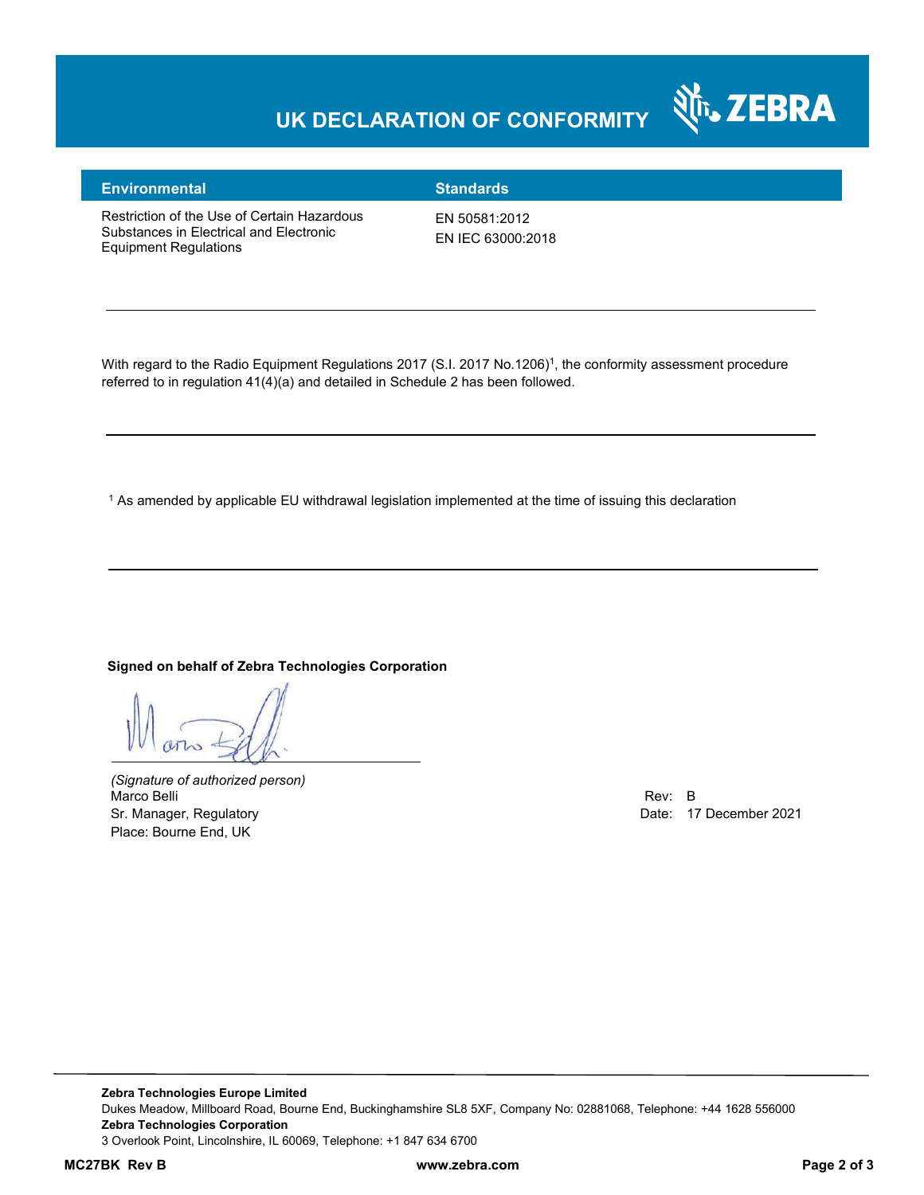# UK DECLARATION OF CONFORMITY

| Environmental | Standards |
| --- | --- |
| Restriction of the Use of Certain Hazardous Substances in Electrical and Electronic Equipment Regulations | EN 50581:2012<br>EN IEC 63000:2018 |

---

With regard to the Radio Equipment Regulations 2017 (S.I. 2017 No.1206)[1], the conformity assessment procedure referred to in regulation 41(4)(a) and detailed in Schedule 2 has been followed.

---

[1] As amended by applicable EU withdrawal legislation implemented at the time of issuing this declaration

---

**Signed on behalf of Zebra Technologies Corporation**

*(Signature of authorized person)*
Marco Belli
Sr. Manager, Regulatory
Place: Bourne End, UK

Rev: B
Date: 17 December 2021

**Zebra Technologies Europe Limited**
Dukes Meadow, Millboard Road, Bourne End, Buckinghamshire SL8 5XF, Company No: 02881068, Telephone: +44 1628 556000
**Zebra Technologies Corporation**
3 Overlook Point, Lincolnshire, IL 60069, Telephone: +1 847 634 6700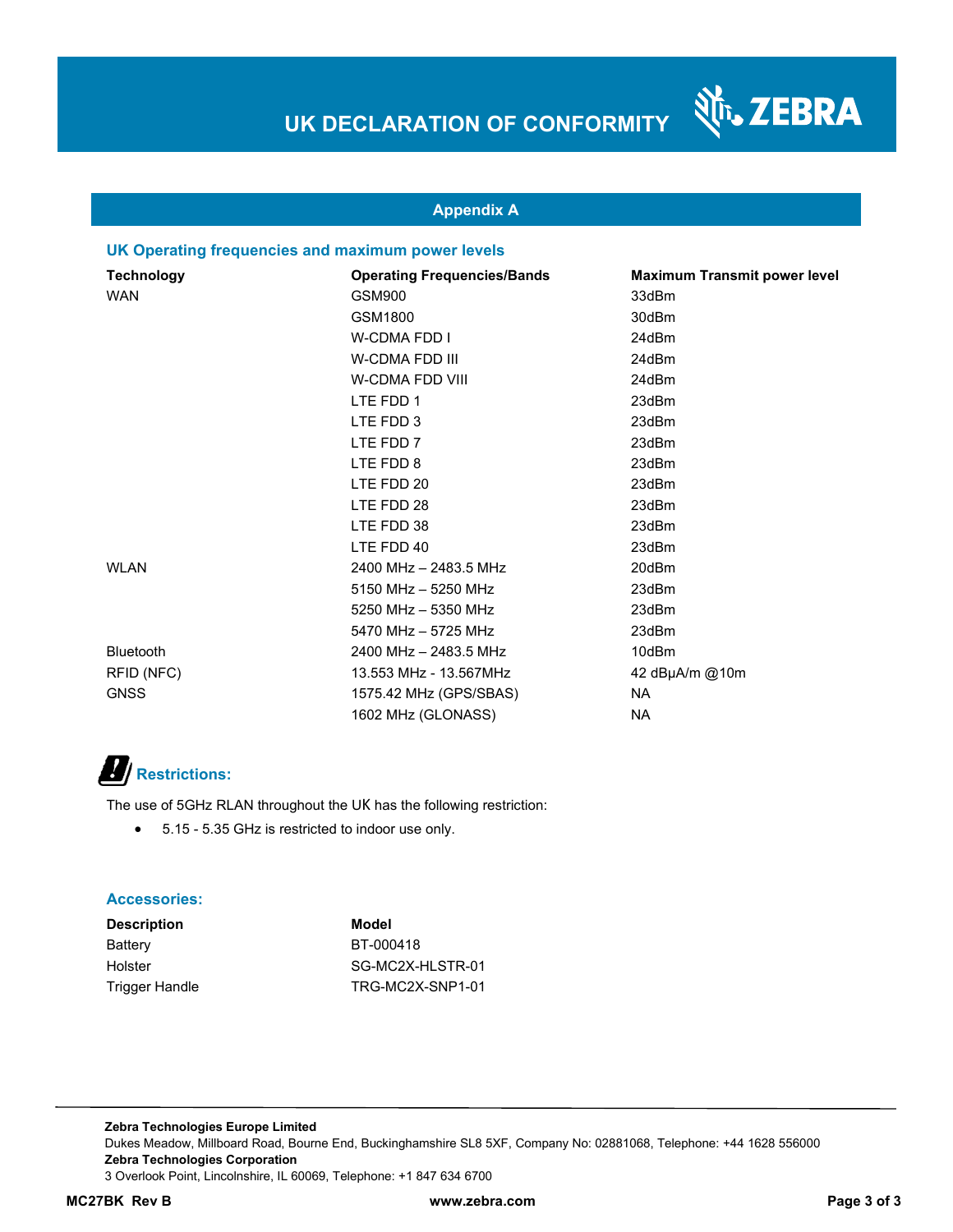# UK DECLARATION OF CONFORMITY

## Appendix A

### UK Operating frequencies and maximum power levels

| Technology | Operating Frequencies/Bands | Maximum Transmit power level |
|---|---|---|
| WAN | GSM900 | 33dBm |
| | GSM1800 | 30dBm |
| | W-CDMA FDD I | 24dBm |
| | W-CDMA FDD III | 24dBm |
| | W-CDMA FDD VIII | 24dBm |
| | LTE FDD 1 | 23dBm |
| | LTE FDD 3 | 23dBm |
| | LTE FDD 7 | 23dBm |
| | LTE FDD 8 | 23dBm |
| | LTE FDD 20 | 23dBm |
| | LTE FDD 28 | 23dBm |
| | LTE FDD 38 | 23dBm |
| | LTE FDD 40 | 23dBm |
| WLAN | 2400 MHz – 2483.5 MHz | 20dBm |
| | 5150 MHz – 5250 MHz | 23dBm |
| | 5250 MHz – 5350 MHz | 23dBm |
| | 5470 MHz – 5725 MHz | 23dBm |
| Bluetooth | 2400 MHz – 2483.5 MHz | 10dBm |
| RFID (NFC) | 13.553 MHz - 13.567MHz | 42 dBμA/m @10m |
| GNSS | 1575.42 MHz (GPS/SBAS) | NA |
| | 1602 MHz (GLONASS) | NA |

### Restrictions:

The use of 5GHz RLAN throughout the UK has the following restriction:

- 5.15 - 5.35 GHz is restricted to indoor use only.

### Accessories:

| Description | Model |
|---|---|
| Battery | BT-000418 |
| Holster | SG-MC2X-HLSTR-01 |
| Trigger Handle | TRG-MC2X-SNP1-01 |

**Zebra Technologies Europe Limited**
Dukes Meadow, Millboard Road, Bourne End, Buckinghamshire SL8 5XF, Company No: 02881068, Telephone: +44 1628 556000
**Zebra Technologies Corporation**
3 Overlook Point, Lincolnshire, IL 60069, Telephone: +1 847 634 6700

**MC27BK Rev B** **www.zebra.com**